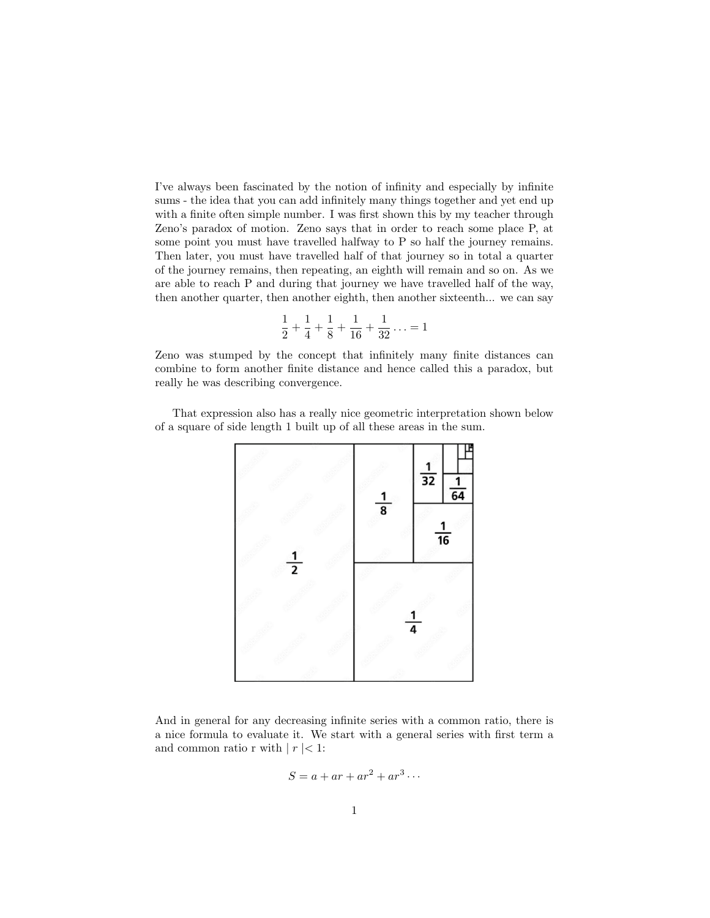I've always been fascinated by the notion of infinity and especially by infinite sums - the idea that you can add infinitely many things together and yet end up with a finite often simple number. I was first shown this by my teacher through Zeno's paradox of motion. Zeno says that in order to reach some place P, at some point you must have travelled halfway to P so half the journey remains. Then later, you must have travelled half of that journey so in total a quarter of the journey remains, then repeating, an eighth will remain and so on. As we are able to reach P and during that journey we have travelled half of the way, then another quarter, then another eighth, then another sixteenth... we can say

$$\frac{1}{2} + \frac{1}{4} + \frac{1}{8} + \frac{1}{16} + \frac{1}{32} \dots = 1$$

Zeno was stumped by the concept that infinitely many finite distances can combine to form another finite distance and hence called this a paradox, but really he was describing convergence.

That expression also has a really nice geometric interpretation shown below of a square of side length 1 built up of all these areas in the sum.

And in general for any decreasing infinite series with a common ratio, there is a nice formula to evaluate it. We start with a general series with first term a and common ratio r with $|r| < 1$:

$$S = a + ar + ar^2 + ar^3 \cdots$$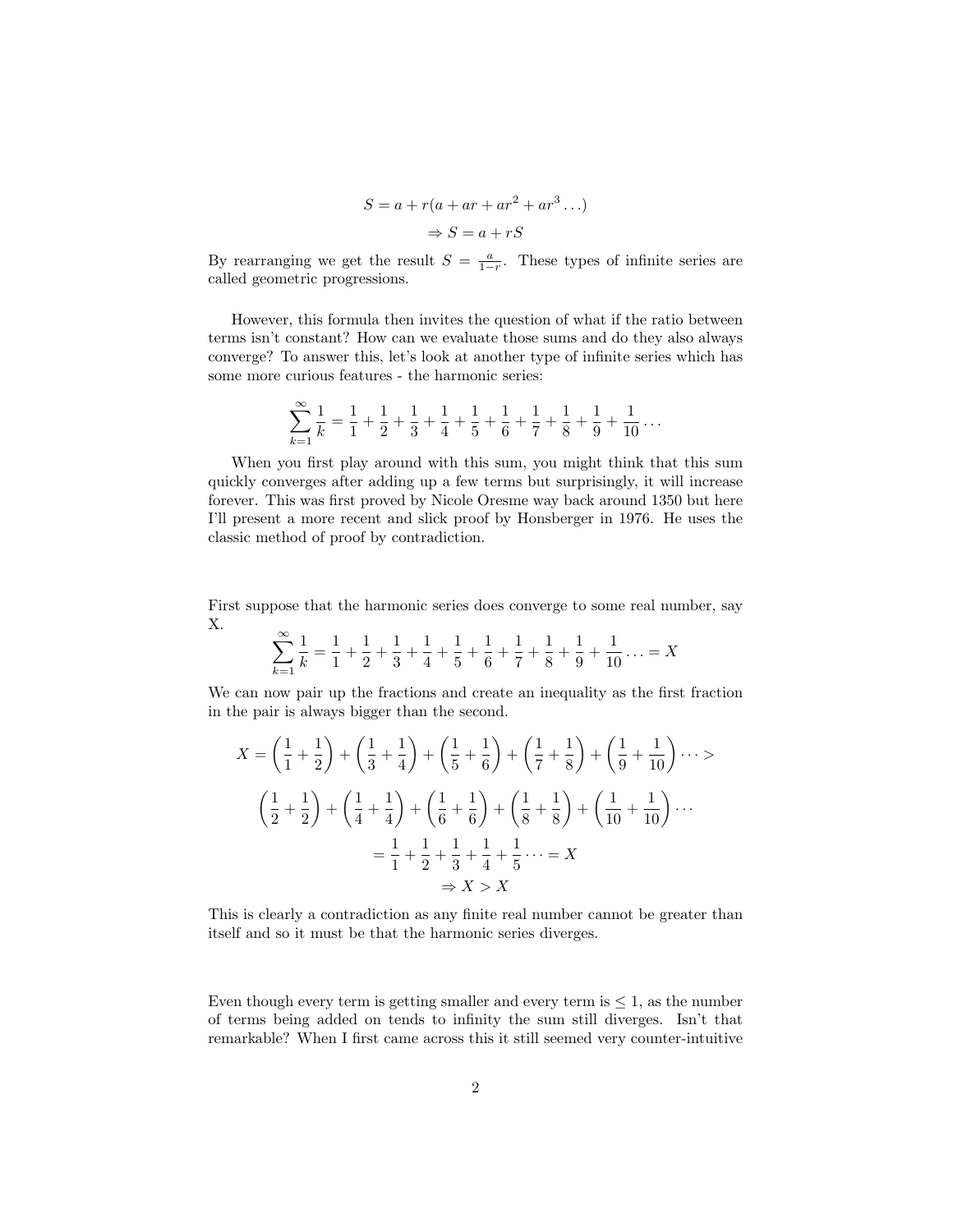$$S = a + r(a + ar + ar^2 + ar^3 \ldots)$$

$$\Rightarrow S = a + rS$$

By rearranging we get the result $S = \frac{a}{1-r}$. These types of infinite series are called geometric progressions.

However, this formula then invites the question of what if the ratio between terms isn't constant? How can we evaluate those sums and do they also always converge? To answer this, let's look at another type of infinite series which has some more curious features - the harmonic series:

$$\sum_{k=1}^{\infty} \frac{1}{k} = \frac{1}{1} + \frac{1}{2} + \frac{1}{3} + \frac{1}{4} + \frac{1}{5} + \frac{1}{6} + \frac{1}{7} + \frac{1}{8} + \frac{1}{9} + \frac{1}{10} \ldots$$

When you first play around with this sum, you might think that this sum quickly converges after adding up a few terms but surprisingly, it will increase forever. This was first proved by Nicole Oresme way back around 1350 but here I'll present a more recent and slick proof by Honsberger in 1976. He uses the classic method of proof by contradiction.

First suppose that the harmonic series does converge to some real number, say X.

$$\sum_{k=1}^{\infty} \frac{1}{k} = \frac{1}{1} + \frac{1}{2} + \frac{1}{3} + \frac{1}{4} + \frac{1}{5} + \frac{1}{6} + \frac{1}{7} + \frac{1}{8} + \frac{1}{9} + \frac{1}{10} \ldots = X$$

We can now pair up the fractions and create an inequality as the first fraction in the pair is always bigger than the second.

$$X = \left(\frac{1}{1} + \frac{1}{2}\right) + \left(\frac{1}{3} + \frac{1}{4}\right) + \left(\frac{1}{5} + \frac{1}{6}\right) + \left(\frac{1}{7} + \frac{1}{8}\right) + \left(\frac{1}{9} + \frac{1}{10}\right) \cdots >$$

$$\left(\frac{1}{2} + \frac{1}{2}\right) + \left(\frac{1}{4} + \frac{1}{4}\right) + \left(\frac{1}{6} + \frac{1}{6}\right) + \left(\frac{1}{8} + \frac{1}{8}\right) + \left(\frac{1}{10} + \frac{1}{10}\right) \cdots$$

$$= \frac{1}{1} + \frac{1}{2} + \frac{1}{3} + \frac{1}{4} + \frac{1}{5} \cdots = X$$

$$\Rightarrow X > X$$

This is clearly a contradiction as any finite real number cannot be greater than itself and so it must be that the harmonic series diverges.

Even though every term is getting smaller and every term is $\leq 1$, as the number of terms being added on tends to infinity the sum still diverges. Isn't that remarkable? When I first came across this it still seemed very counter-intuitive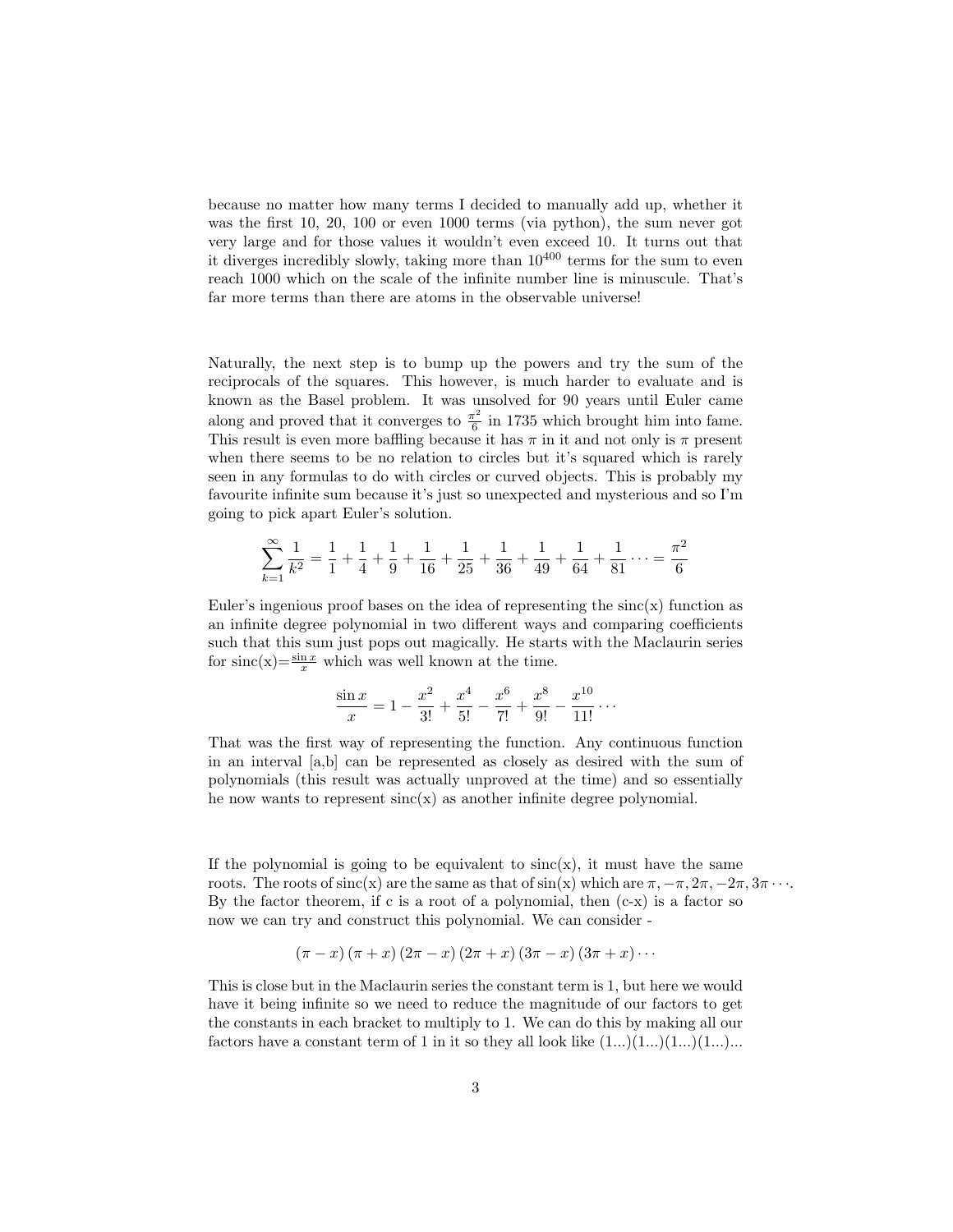because no matter how many terms I decided to manually add up, whether it was the first 10, 20, 100 or even 1000 terms (via python), the sum never got very large and for those values it wouldn't even exceed 10. It turns out that it diverges incredibly slowly, taking more than $10^{400}$ terms for the sum to even reach 1000 which on the scale of the infinite number line is minuscule. That's far more terms than there are atoms in the observable universe!

Naturally, the next step is to bump up the powers and try the sum of the reciprocals of the squares. This however, is much harder to evaluate and is known as the Basel problem. It was unsolved for 90 years until Euler came along and proved that it converges to $\frac{\pi^2}{6}$ in 1735 which brought him into fame. This result is even more baffling because it has $\pi$ in it and not only is $\pi$ present when there seems to be no relation to circles but it's squared which is rarely seen in any formulas to do with circles or curved objects. This is probably my favourite infinite sum because it's just so unexpected and mysterious and so I'm going to pick apart Euler's solution.

$$\sum_{k=1}^{\infty} \frac{1}{k^2} = \frac{1}{1} + \frac{1}{4} + \frac{1}{9} + \frac{1}{16} + \frac{1}{25} + \frac{1}{36} + \frac{1}{49} + \frac{1}{64} + \frac{1}{81} \cdots = \frac{\pi^2}{6}$$

Euler's ingenious proof bases on the idea of representing the sinc(x) function as an infinite degree polynomial in two different ways and comparing coefficients such that this sum just pops out magically. He starts with the Maclaurin series for sinc(x)$=\frac{\sin x}{x}$ which was well known at the time.

$$\frac{\sin x}{x} = 1 - \frac{x^2}{3!} + \frac{x^4}{5!} - \frac{x^6}{7!} + \frac{x^8}{9!} - \frac{x^{10}}{11!} \cdots$$

That was the first way of representing the function. Any continuous function in an interval [a,b] can be represented as closely as desired with the sum of polynomials (this result was actually unproved at the time) and so essentially he now wants to represent sinc(x) as another infinite degree polynomial.

If the polynomial is going to be equivalent to sinc(x), it must have the same roots. The roots of sinc(x) are the same as that of sin(x) which are $\pi, -\pi, 2\pi, -2\pi, 3\pi \cdots$. By the factor theorem, if c is a root of a polynomial, then (c-x) is a factor so now we can try and construct this polynomial. We can consider -

$$(\pi - x)(\pi + x)(2\pi - x)(2\pi + x)(3\pi - x)(3\pi + x) \cdots$$

This is close but in the Maclaurin series the constant term is 1, but here we would have it being infinite so we need to reduce the magnitude of our factors to get the constants in each bracket to multiply to 1. We can do this by making all our factors have a constant term of 1 in it so they all look like (1...)(1...)(1...)(1...)...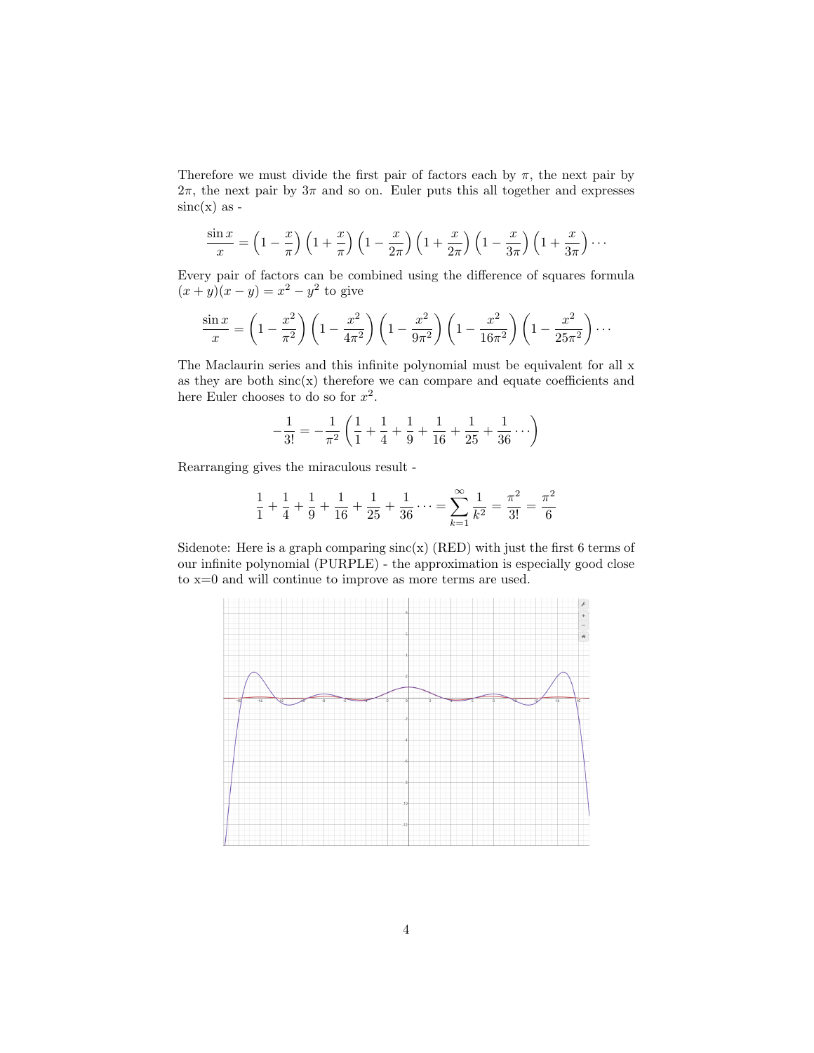Therefore we must divide the first pair of factors each by $\pi$, the next pair by $2\pi$, the next pair by $3\pi$ and so on. Euler puts this all together and expresses sinc(x) as -

$$\frac{\sin x}{x} = \left(1 - \frac{x}{\pi}\right)\left(1 + \frac{x}{\pi}\right)\left(1 - \frac{x}{2\pi}\right)\left(1 + \frac{x}{2\pi}\right)\left(1 - \frac{x}{3\pi}\right)\left(1 + \frac{x}{3\pi}\right)\cdots$$

Every pair of factors can be combined using the difference of squares formula $(x + y)(x - y) = x^2 - y^2$ to give

$$\frac{\sin x}{x} = \left(1 - \frac{x^2}{\pi^2}\right)\left(1 - \frac{x^2}{4\pi^2}\right)\left(1 - \frac{x^2}{9\pi^2}\right)\left(1 - \frac{x^2}{16\pi^2}\right)\left(1 - \frac{x^2}{25\pi^2}\right)\cdots$$

The Maclaurin series and this infinite polynomial must be equivalent for all x as they are both sinc(x) therefore we can compare and equate coefficients and here Euler chooses to do so for $x^2$.

$$-\frac{1}{3!} = -\frac{1}{\pi^2}\left(\frac{1}{1} + \frac{1}{4} + \frac{1}{9} + \frac{1}{16} + \frac{1}{25} + \frac{1}{36}\cdots\right)$$

Rearranging gives the miraculous result -

$$\frac{1}{1} + \frac{1}{4} + \frac{1}{9} + \frac{1}{16} + \frac{1}{25} + \frac{1}{36}\cdots = \sum_{k=1}^{\infty}\frac{1}{k^2} = \frac{\pi^2}{3!} = \frac{\pi^2}{6}$$

Sidenote: Here is a graph comparing sinc(x) (RED) with just the first 6 terms of our infinite polynomial (PURPLE) - the approximation is especially good close to x=0 and will continue to improve as more terms are used.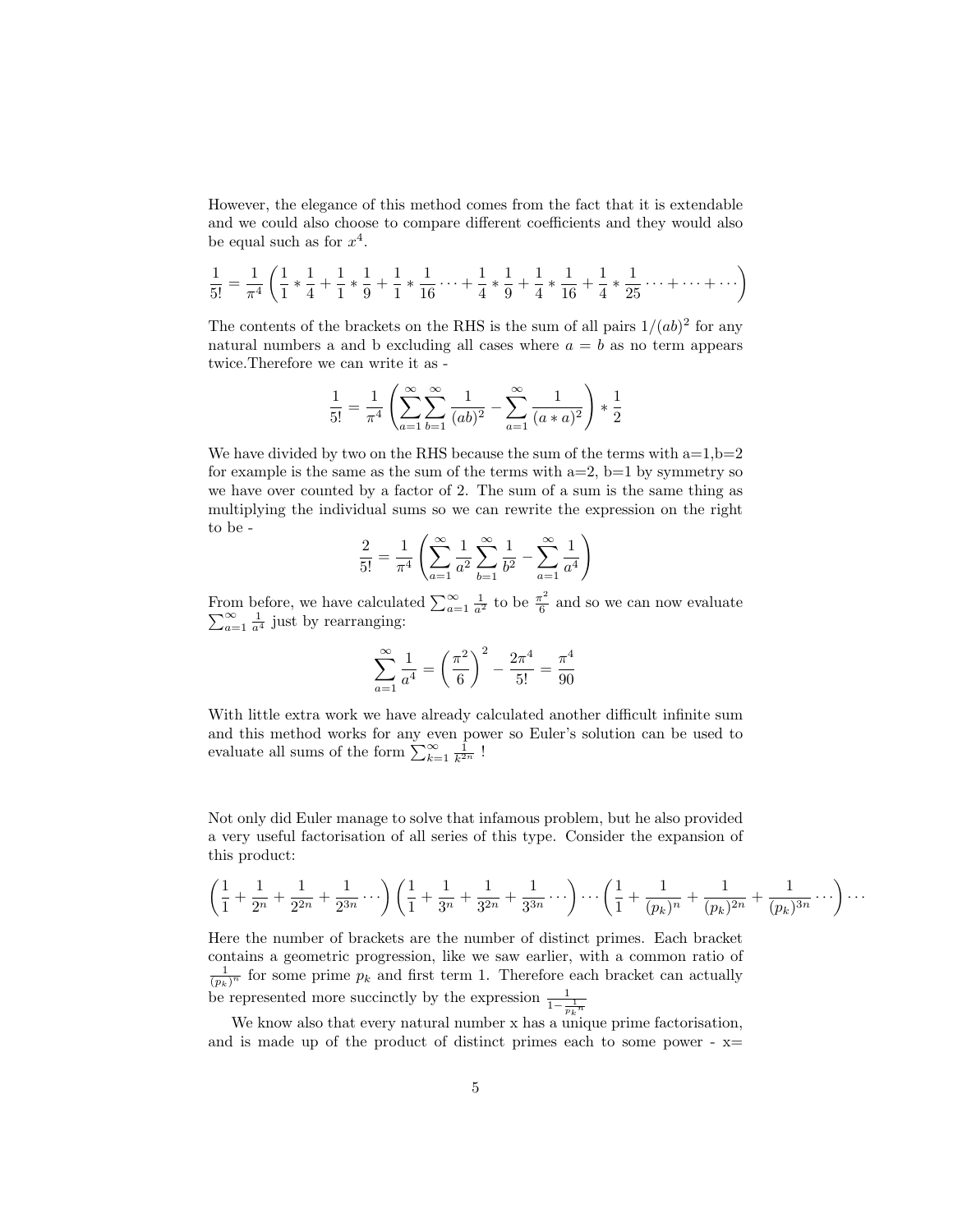However, the elegance of this method comes from the fact that it is extendable and we could also choose to compare different coefficients and they would also be equal such as for $x^4$.

$$\frac{1}{5!} = \frac{1}{\pi^4}\left(\frac{1}{1} * \frac{1}{4} + \frac{1}{1} * \frac{1}{9} + \frac{1}{1} * \frac{1}{16} \cdots + \frac{1}{4} * \frac{1}{9} + \frac{1}{4} * \frac{1}{16} + \frac{1}{4} * \frac{1}{25} \cdots + \cdots + \cdots\right)$$

The contents of the brackets on the RHS is the sum of all pairs $1/(ab)^2$ for any natural numbers a and b excluding all cases where $a = b$ as no term appears twice.Therefore we can write it as -

$$\frac{1}{5!} = \frac{1}{\pi^4}\left(\sum_{a=1}^{\infty}\sum_{b=1}^{\infty}\frac{1}{(ab)^2} - \sum_{a=1}^{\infty}\frac{1}{(a * a)^2}\right) * \frac{1}{2}$$

We have divided by two on the RHS because the sum of the terms with a=1,b=2 for example is the same as the sum of the terms with a=2, b=1 by symmetry so we have over counted by a factor of 2. The sum of a sum is the same thing as multiplying the individual sums so we can rewrite the expression on the right to be -

$$\frac{2}{5!} = \frac{1}{\pi^4}\left(\sum_{a=1}^{\infty}\frac{1}{a^2}\sum_{b=1}^{\infty}\frac{1}{b^2} - \sum_{a=1}^{\infty}\frac{1}{a^4}\right)$$

From before, we have calculated $\sum_{a=1}^{\infty}\frac{1}{a^2}$ to be $\frac{\pi^2}{6}$ and so we can now evaluate $\sum_{a=1}^{\infty}\frac{1}{a^4}$ just by rearranging:

$$\sum_{a=1}^{\infty}\frac{1}{a^4} = \left(\frac{\pi^2}{6}\right)^2 - \frac{2\pi^4}{5!} = \frac{\pi^4}{90}$$

With little extra work we have already calculated another difficult infinite sum and this method works for any even power so Euler's solution can be used to evaluate all sums of the form $\sum_{k=1}^{\infty}\frac{1}{k^{2n}}$ !

Not only did Euler manage to solve that infamous problem, but he also provided a very useful factorisation of all series of this type. Consider the expansion of this product:

$$\left(\frac{1}{1} + \frac{1}{2^n} + \frac{1}{2^{2n}} + \frac{1}{2^{3n}}\cdots\right)\left(\frac{1}{1} + \frac{1}{3^n} + \frac{1}{3^{2n}} + \frac{1}{3^{3n}}\cdots\right)\cdots\left(\frac{1}{1} + \frac{1}{(p_k)^n} + \frac{1}{(p_k)^{2n}} + \frac{1}{(p_k)^{3n}}\cdots\right)\cdots$$

Here the number of brackets are the number of distinct primes. Each bracket contains a geometric progression, like we saw earlier, with a common ratio of $\frac{1}{(p_k)^n}$ for some prime $p_k$ and first term 1. Therefore each bracket can actually be represented more succinctly by the expression $\frac{1}{1-\frac{1}{{p_k}^n}}$

We know also that every natural number x has a unique prime factorisation, and is made up of the product of distinct primes each to some power - x=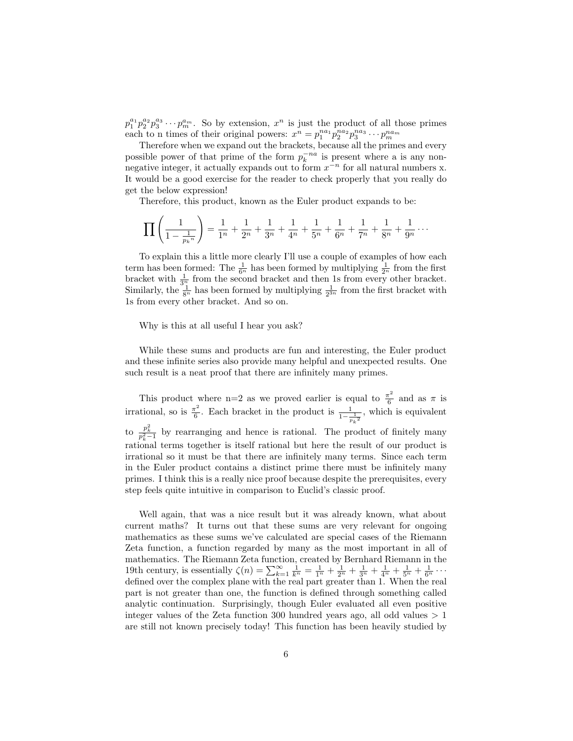$p_1^{a_1} p_2^{a_2} p_3^{a_3} \cdots p_m^{a_m}$. So by extension, $x^n$ is just the product of all those primes each to n times of their original powers: $x^n = p_1^{na_1} p_2^{na_2} p_3^{na_3} \cdots p_m^{na_m}$

Therefore when we expand out the brackets, because all the primes and every possible power of that prime of the form $p_k^{-na}$ is present where a is any non-negative integer, it actually expands out to form $x^{-n}$ for all natural numbers x. It would be a good exercise for the reader to check properly that you really do get the below expression!

Therefore, this product, known as the Euler product expands to be:

$$\prod \left( \frac{1}{1 - \frac{1}{p_k{}^n}} \right) = \frac{1}{1^n} + \frac{1}{2^n} + \frac{1}{3^n} + \frac{1}{4^n} + \frac{1}{5^n} + \frac{1}{6^n} + \frac{1}{7^n} + \frac{1}{8^n} + \frac{1}{9^n} \cdots$$

To explain this a little more clearly I'll use a couple of examples of how each term has been formed: The $\frac{1}{6^n}$ has been formed by multiplying $\frac{1}{2^n}$ from the first bracket with $\frac{1}{3^n}$ from the second bracket and then 1s from every other bracket. Similarly, the $\frac{1}{8^n}$ has been formed by multiplying $\frac{1}{2^{3n}}$ from the first bracket with 1s from every other bracket. And so on.

Why is this at all useful I hear you ask?

While these sums and products are fun and interesting, the Euler product and these infinite series also provide many helpful and unexpected results. One such result is a neat proof that there are infinitely many primes.

This product where n=2 as we proved earlier is equal to $\frac{\pi^2}{6}$ and as $\pi$ is irrational, so is $\frac{\pi^2}{6}$. Each bracket in the product is $\frac{1}{1-\frac{1}{p_k{}^2}}$, which is equivalent to $\frac{p_k^2}{p_k^2-1}$ by rearranging and hence is rational. The product of finitely many rational terms together is itself rational but here the result of our product is irrational so it must be that there are infinitely many terms. Since each term in the Euler product contains a distinct prime there must be infinitely many primes. I think this is a really nice proof because despite the prerequisites, every step feels quite intuitive in comparison to Euclid's classic proof.

Well again, that was a nice result but it was already known, what about current maths? It turns out that these sums are very relevant for ongoing mathematics as these sums we've calculated are special cases of the Riemann Zeta function, a function regarded by many as the most important in all of mathematics. The Riemann Zeta function, created by Bernhard Riemann in the 19th century, is essentially $\zeta(n) = \sum_{k=1}^{\infty} \frac{1}{k^n} = \frac{1}{1^n} + \frac{1}{2^n} + \frac{1}{3^n} + \frac{1}{4^n} + \frac{1}{5^n} + \frac{1}{6^n} \cdots$ defined over the complex plane with the real part greater than 1. When the real part is not greater than one, the function is defined through something called analytic continuation. Surprisingly, though Euler evaluated all even positive integer values of the Zeta function 300 hundred years ago, all odd values $> 1$ are still not known precisely today! This function has been heavily studied by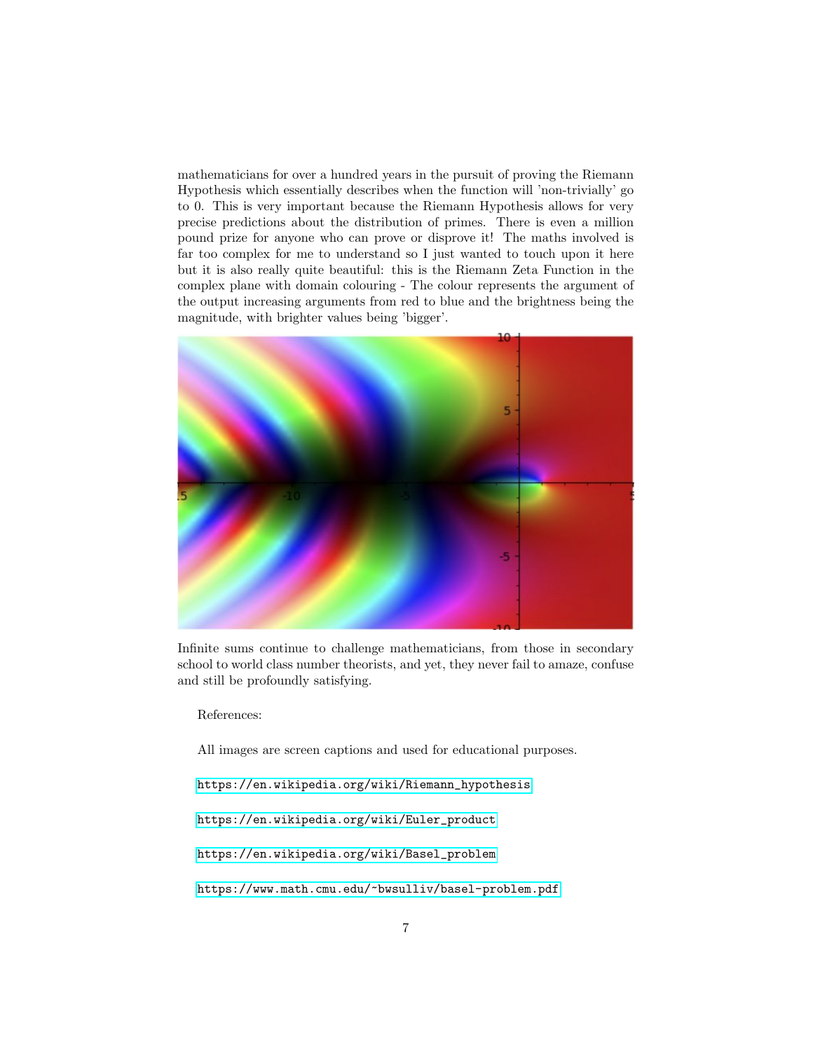mathematicians for over a hundred years in the pursuit of proving the Riemann Hypothesis which essentially describes when the function will 'non-trivially' go to 0. This is very important because the Riemann Hypothesis allows for very precise predictions about the distribution of primes. There is even a million pound prize for anyone who can prove or disprove it! The maths involved is far too complex for me to understand so I just wanted to touch upon it here but it is also really quite beautiful: this is the Riemann Zeta Function in the complex plane with domain colouring - The colour represents the argument of the output increasing arguments from red to blue and the brightness being the magnitude, with brighter values being 'bigger'.

Infinite sums continue to challenge mathematicians, from those in secondary school to world class number theorists, and yet, they never fail to amaze, confuse and still be profoundly satisfying.

References:

All images are screen captions and used for educational purposes.

https://en.wikipedia.org/wiki/Riemann_hypothesis

https://en.wikipedia.org/wiki/Euler_product

https://en.wikipedia.org/wiki/Basel_problem

https://www.math.cmu.edu/~bwsulliv/basel-problem.pdf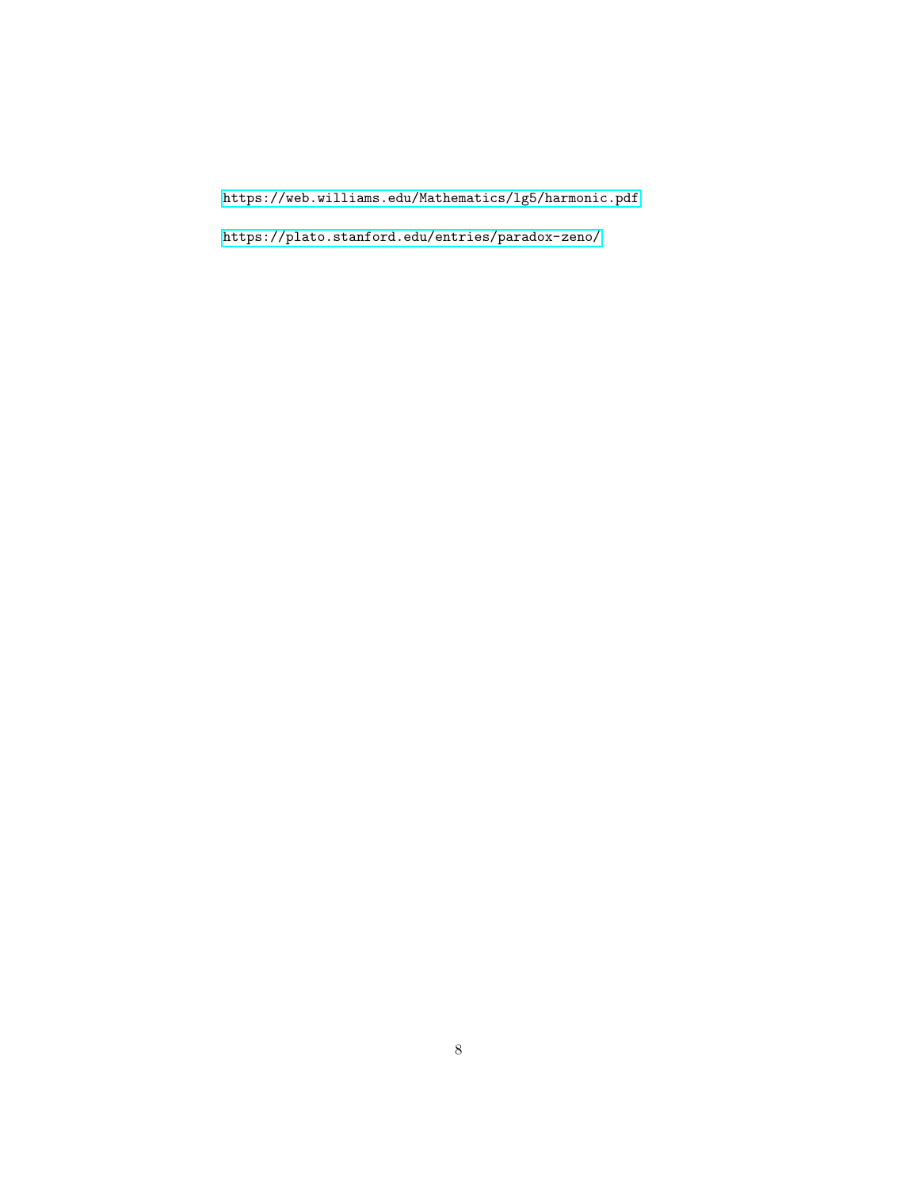https://web.williams.edu/Mathematics/lg5/harmonic.pdf

https://plato.stanford.edu/entries/paradox-zeno/